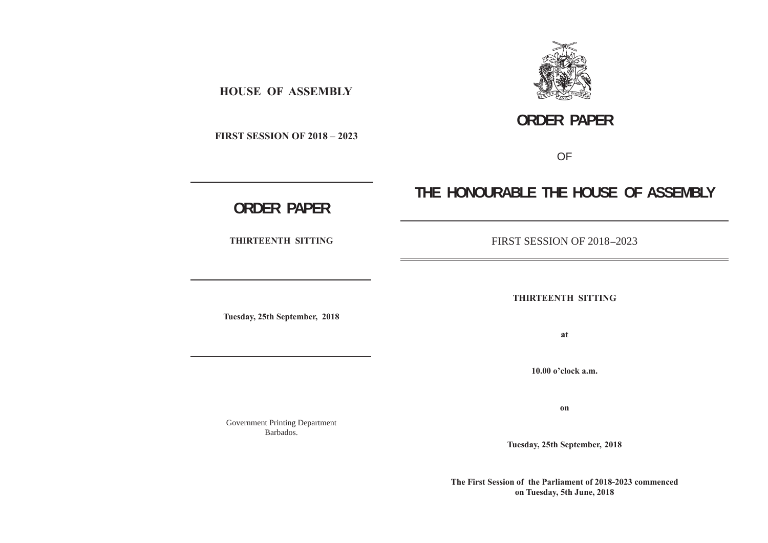**HOUSE OF ASSEMBLY**

**FIRST SESSION OF 2018 – 2023**

---

# ORDER PAPER

**THIRTEENTH SITTING**

---

**Tuesday, 25th September, 2018**

---

Government Printing Department
Barbados.

# ORDER PAPER

OF

# THE HONOURABLE THE HOUSE OF ASSEMBLY

---

FIRST SESSION OF 2018–2023

---

**THIRTEENTH SITTING**

**at**

**10.00 o'clock a.m.**

**on**

**Tuesday, 25th September, 2018**

**The First Session of the Parliament of 2018-2023 commenced on Tuesday, 5th June, 2018**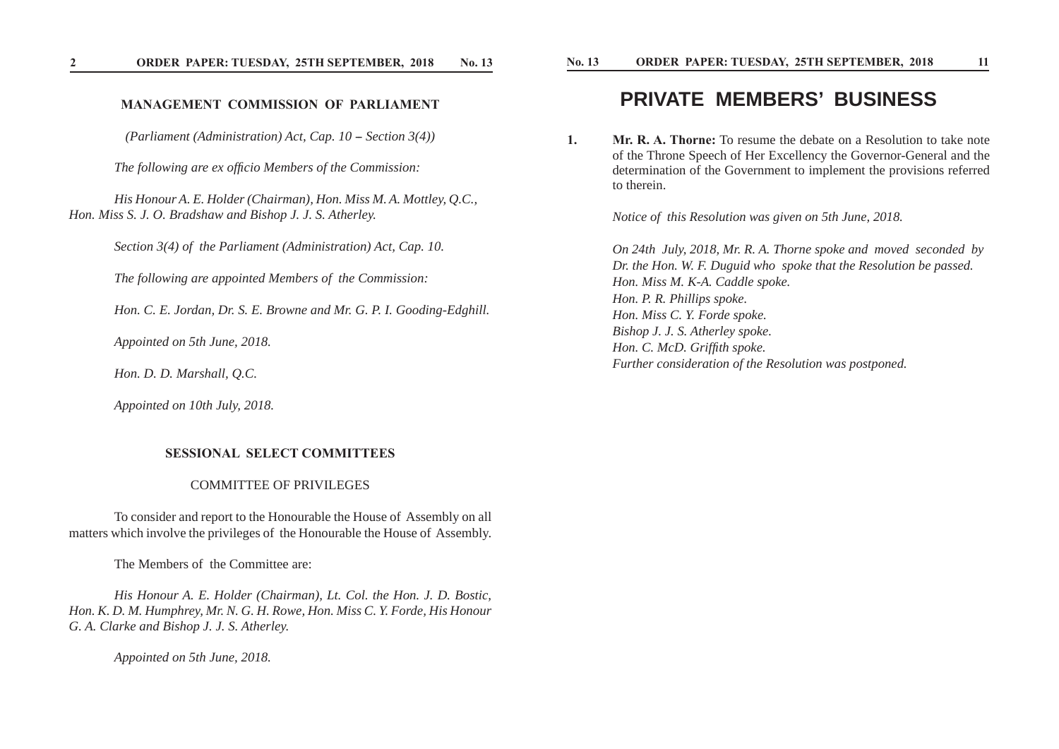## MANAGEMENT COMMISSION OF PARLIAMENT

*(Parliament (Administration) Act, Cap. 10 – Section 3(4))*

*The following are ex officio Members of the Commission:*

*His Honour A. E. Holder (Chairman), Hon. Miss M. A. Mottley, Q.C., Hon. Miss S. J. O. Bradshaw and Bishop J. J. S. Atherley.*

*Section 3(4) of the Parliament (Administration) Act, Cap. 10.*

*The following are appointed Members of the Commission:*

*Hon. C. E. Jordan, Dr. S. E. Browne and Mr. G. P. I. Gooding-Edghill.*

*Appointed on 5th June, 2018.*

*Hon. D. D. Marshall, Q.C.*

*Appointed on 10th July, 2018.*

## SESSIONAL SELECT COMMITTEES

### COMMITTEE OF PRIVILEGES

To consider and report to the Honourable the House of Assembly on all matters which involve the privileges of the Honourable the House of Assembly.

The Members of the Committee are:

*His Honour A. E. Holder (Chairman), Lt. Col. the Hon. J. D. Bostic, Hon. K. D. M. Humphrey, Mr. N. G. H. Rowe, Hon. Miss C. Y. Forde, His Honour G. A. Clarke and Bishop J. J. S. Atherley.*

*Appointed on 5th June, 2018.*

# PRIVATE MEMBERS' BUSINESS

1. **Mr. R. A. Thorne:** To resume the debate on a Resolution to take note of the Throne Speech of Her Excellency the Governor-General and the determination of the Government to implement the provisions referred to therein.

   *Notice of this Resolution was given on 5th June, 2018.*

   *On 24th July, 2018, Mr. R. A. Thorne spoke and moved seconded by Dr. the Hon. W. F. Duguid who spoke that the Resolution be passed.*
   *Hon. Miss M. K-A. Caddle spoke.*
   *Hon. P. R. Phillips spoke.*
   *Hon. Miss C. Y. Forde spoke.*
   *Bishop J. J. S. Atherley spoke.*
   *Hon. C. McD. Griffith spoke.*
   *Further consideration of the Resolution was postponed.*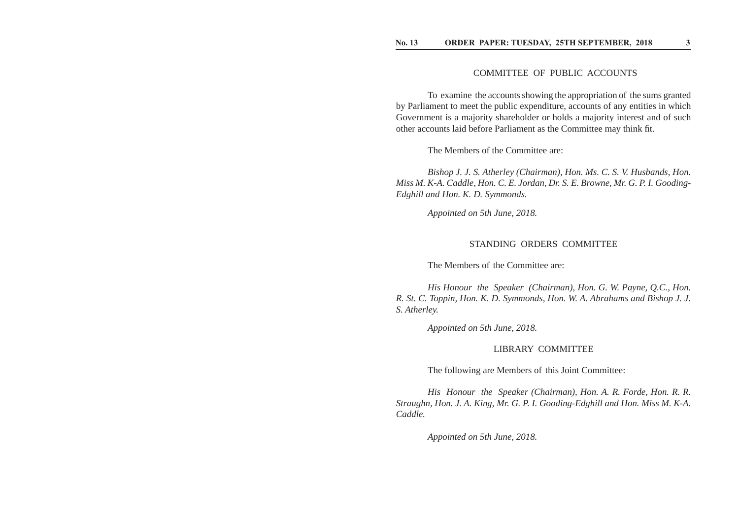## COMMITTEE OF PUBLIC ACCOUNTS

To examine the accounts showing the appropriation of the sums granted by Parliament to meet the public expenditure, accounts of any entities in which Government is a majority shareholder or holds a majority interest and of such other accounts laid before Parliament as the Committee may think fit.

The Members of the Committee are:

*Bishop J. J. S. Atherley (Chairman), Hon. Ms. C. S. V. Husbands, Hon. Miss M. K-A. Caddle, Hon. C. E. Jordan, Dr. S. E. Browne, Mr. G. P. I. Gooding-Edghill and Hon. K. D. Symmonds.*

*Appointed on 5th June, 2018.*

## STANDING ORDERS COMMITTEE

The Members of the Committee are:

*His Honour the Speaker (Chairman), Hon. G. W. Payne, Q.C., Hon. R. St. C. Toppin, Hon. K. D. Symmonds, Hon. W. A. Abrahams and Bishop J. J. S. Atherley.*

*Appointed on 5th June, 2018.*

## LIBRARY COMMITTEE

The following are Members of this Joint Committee:

*His Honour the Speaker (Chairman), Hon. A. R. Forde, Hon. R. R. Straughn, Hon. J. A. King, Mr. G. P. I. Gooding-Edghill and Hon. Miss M. K-A. Caddle.*

*Appointed on 5th June, 2018.*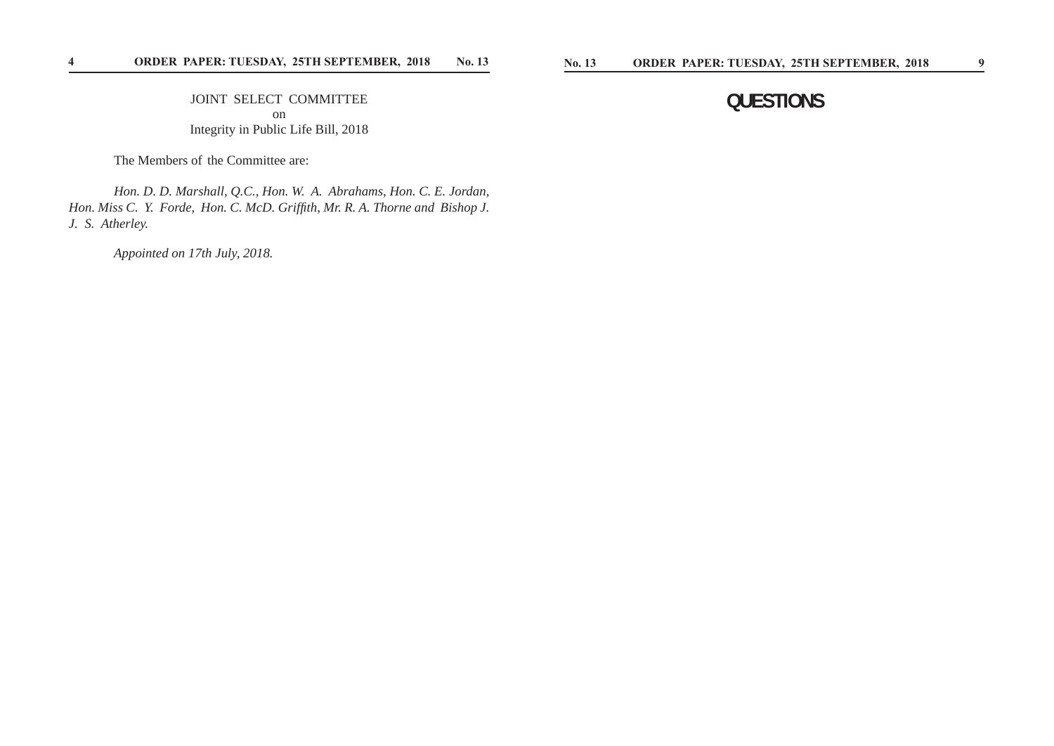JOINT SELECT COMMITTEE
on
Integrity in Public Life Bill, 2018

The Members of the Committee are:

*Hon. D. D. Marshall, Q.C., Hon. W. A. Abrahams, Hon. C. E. Jordan, Hon. Miss C. Y. Forde, Hon. C. McD. Griffith, Mr. R. A. Thorne and Bishop J. J. S. Atherley.*

*Appointed on 17th July, 2018.*

# QUESTIONS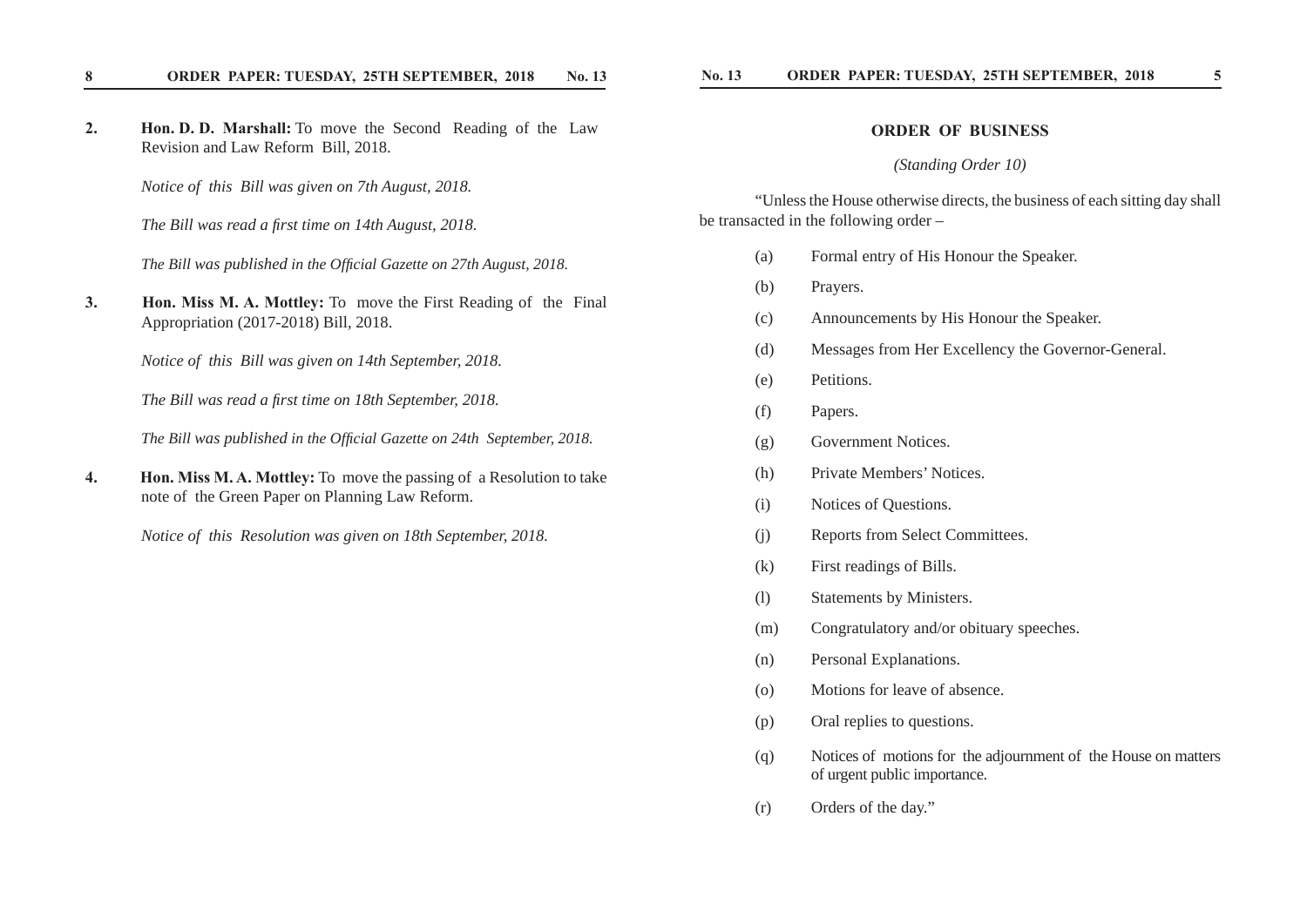2. **Hon. D. D. Marshall:** To move the Second Reading of the Law Revision and Law Reform Bill, 2018.

   *Notice of this Bill was given on 7th August, 2018.*

   *The Bill was read a first time on 14th August, 2018.*

   *The Bill was published in the Official Gazette on 27th August, 2018.*

3. **Hon. Miss M. A. Mottley:** To move the First Reading of the Final Appropriation (2017-2018) Bill, 2018.

   *Notice of this Bill was given on 14th September, 2018.*

   *The Bill was read a first time on 18th September, 2018.*

   *The Bill was published in the Official Gazette on 24th September, 2018.*

4. **Hon. Miss M. A. Mottley:** To move the passing of a Resolution to take note of the Green Paper on Planning Law Reform.

   *Notice of this Resolution was given on 18th September, 2018.*

## ORDER OF BUSINESS

*(Standing Order 10)*

"Unless the House otherwise directs, the business of each sitting day shall be transacted in the following order –

(a) Formal entry of His Honour the Speaker.

(b) Prayers.

(c) Announcements by His Honour the Speaker.

(d) Messages from Her Excellency the Governor-General.

(e) Petitions.

(f) Papers.

(g) Government Notices.

(h) Private Members' Notices.

(i) Notices of Questions.

(j) Reports from Select Committees.

(k) First readings of Bills.

(l) Statements by Ministers.

(m) Congratulatory and/or obituary speeches.

(n) Personal Explanations.

(o) Motions for leave of absence.

(p) Oral replies to questions.

(q) Notices of motions for the adjournment of the House on matters of urgent public importance.

(r) Orders of the day."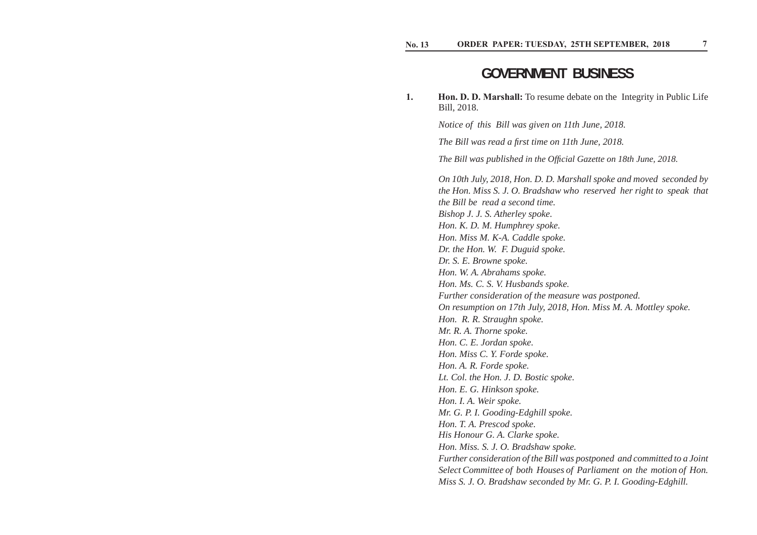# GOVERNMENT BUSINESS

1. **Hon. D. D. Marshall:** To resume debate on the Integrity in Public Life Bill, 2018.

*Notice of this Bill was given on 11th June, 2018.*

*The Bill was read a first time on 11th June, 2018.*

*The Bill was published in the Official Gazette on 18th June, 2018.*

*On 10th July, 2018, Hon. D. D. Marshall spoke and moved seconded by the Hon. Miss S. J. O. Bradshaw who reserved her right to speak that the Bill be read a second time.*
*Bishop J. J. S. Atherley spoke.*
*Hon. K. D. M. Humphrey spoke.*
*Hon. Miss M. K-A. Caddle spoke.*
*Dr. the Hon. W. F. Duguid spoke.*
*Dr. S. E. Browne spoke.*
*Hon. W. A. Abrahams spoke.*
*Hon. Ms. C. S. V. Husbands spoke.*
*Further consideration of the measure was postponed.*
*On resumption on 17th July, 2018, Hon. Miss M. A. Mottley spoke.*
*Hon. R. R. Straughn spoke.*
*Mr. R. A. Thorne spoke.*
*Hon. C. E. Jordan spoke.*
*Hon. Miss C. Y. Forde spoke.*
*Hon. A. R. Forde spoke.*
*Lt. Col. the Hon. J. D. Bostic spoke.*
*Hon. E. G. Hinkson spoke.*
*Hon. I. A. Weir spoke.*
*Mr. G. P. I. Gooding-Edghill spoke.*
*Hon. T. A. Prescod spoke.*
*His Honour G. A. Clarke spoke.*
*Hon. Miss. S. J. O. Bradshaw spoke.*
*Further consideration of the Bill was postponed and committed to a Joint Select Committee of both Houses of Parliament on the motion of Hon. Miss S. J. O. Bradshaw seconded by Mr. G. P. I. Gooding-Edghill.*